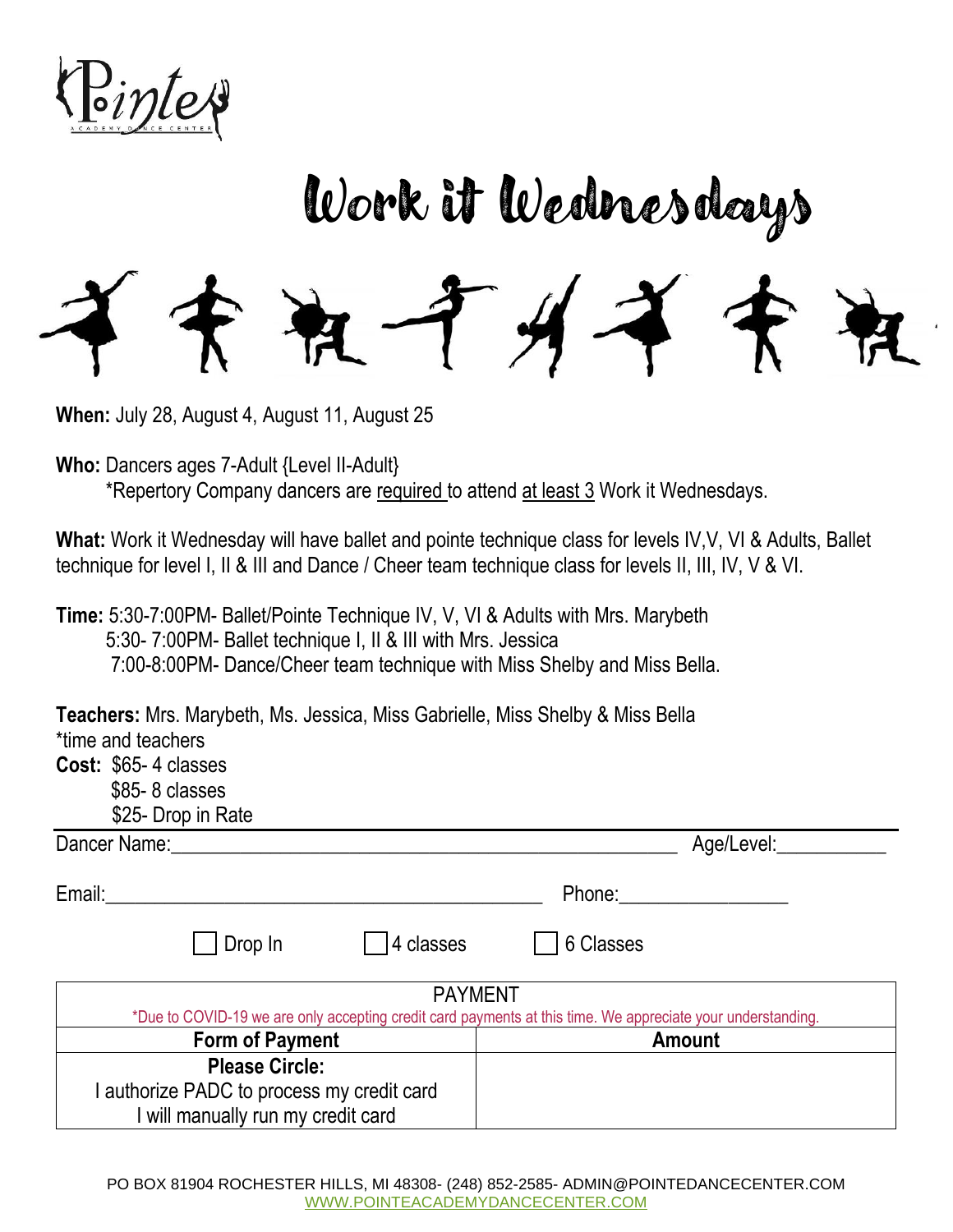Pointe Academy Dance Center

# Work it Wednesdays

**When:** July 28, August 4, August 11, August 25

**Who:** Dancers ages 7-Adult {Level II-Adult}

*Repertory Company dancers are required to attend at least 3 Work it Wednesdays.

**What:** Work it Wednesday will have ballet and pointe technique class for levels IV,V, VI & Adults, Ballet technique for level I, II & III and Dance / Cheer team technique class for levels II, III, IV, V & VI.

**Time:** 5:30-7:00PM- Ballet/Pointe Technique IV, V, VI & Adults with Mrs. Marybeth
5:30- 7:00PM- Ballet technique I, II & III with Mrs. Jessica
7:00-8:00PM- Dance/Cheer team technique with Miss Shelby and Miss Bella.

**Teachers:** Mrs. Marybeth, Ms. Jessica, Miss Gabrielle, Miss Shelby & Miss Bella
*time and teachers

**Cost:** $65- 4 classes
$85- 8 classes
$25- Drop in Rate

Dancer Name:______________________________ Age/Level:__________

Email:______________________________ Phone:______________

☐ Drop In ☐ 4 classes ☐ 6 Classes

| PAYMENT | |
|---|---|
| *Due to COVID-19 we are only accepting credit card payments at this time. We appreciate your understanding. | |
| **Form of Payment** | **Amount** |
| **Please Circle:**<br>I authorize PADC to process my credit card<br>I will manually run my credit card | |

PO BOX 81904 ROCHESTER HILLS, MI 48308- (248) 852-2585- ADMIN@POINTEDANCECENTER.COM
WWW.POINTEACADEMYDANCECENTER.COM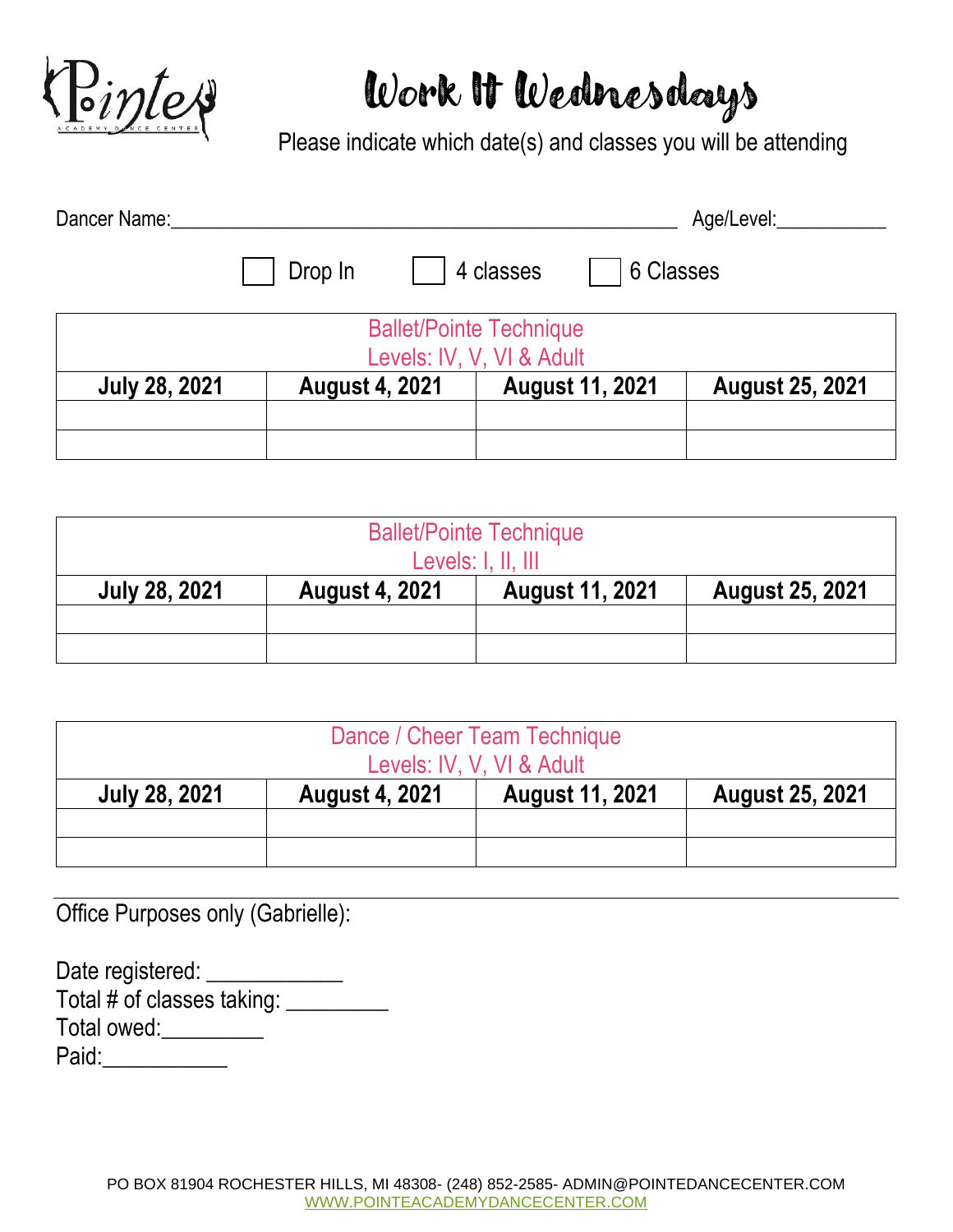# Work It Wednesdays

Please indicate which date(s) and classes you will be attending

Dancer Name:______________________________________________ Age/Level:__________

☐ Drop In ☐ 4 classes ☐ 6 Classes

| Ballet/Pointe Technique<br>Levels: IV, V, VI & Adult | | | |
|---|---|---|---|
| **July 28, 2021** | **August 4, 2021** | **August 11, 2021** | **August 25, 2021** |
| | | | |
| | | | |

| Ballet/Pointe Technique<br>Levels: I, II, III | | | |
|---|---|---|---|
| **July 28, 2021** | **August 4, 2021** | **August 11, 2021** | **August 25, 2021** |
| | | | |
| | | | |

| Dance / Cheer Team Technique<br>Levels: IV, V, VI & Adult | | | |
|---|---|---|---|
| **July 28, 2021** | **August 4, 2021** | **August 11, 2021** | **August 25, 2021** |
| | | | |
| | | | |

Office Purposes only (Gabrielle):

Date registered: ___________
Total # of classes taking: _________
Total owed:_________
Paid:___________

PO BOX 81904 ROCHESTER HILLS, MI 48308- (248) 852-2585- ADMIN@POINTEDANCECENTER.COM
WWW.POINTEACADEMYDANCECENTER.COM